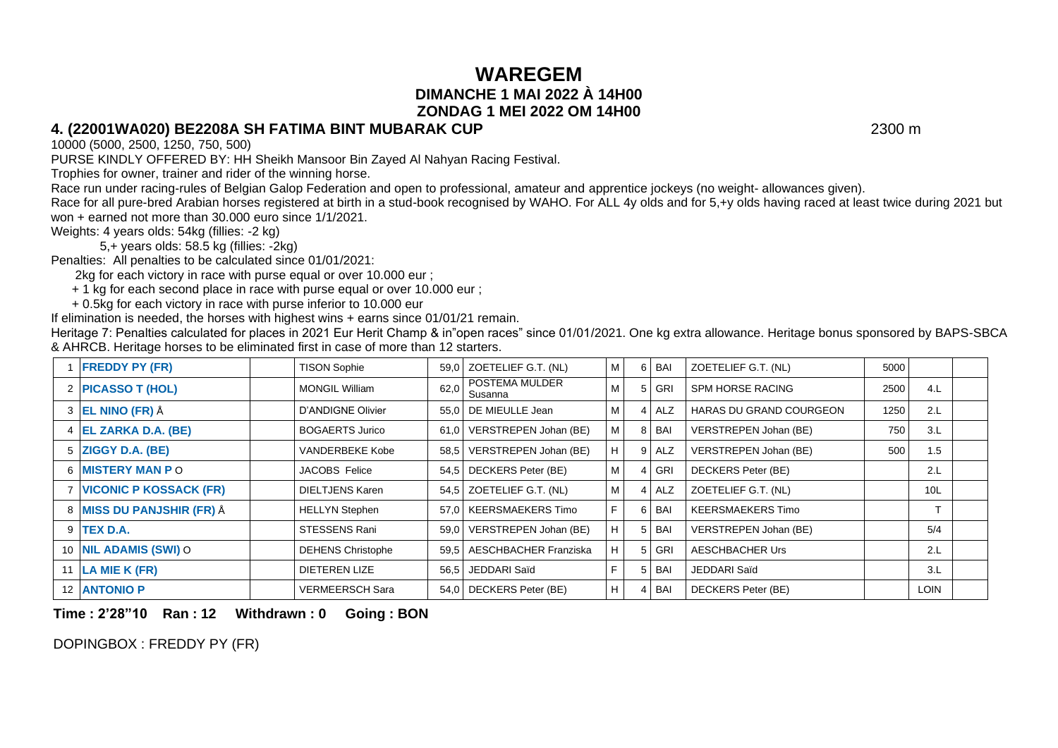# WAREGEM

## DIMANCHE 1 MAI 2022 À 14H00

## ZONDAG 1 MEI 2022 OM 14H00

### 4. (22001WA020) BE2208A SH FATIMA BINT MUBARAK CUP 2300 m

10000 (5000, 2500, 1250, 750, 500)

PURSE KINDLY OFFERED BY: HH Sheikh Mansoor Bin Zayed Al Nahyan Racing Festival.

Trophies for owner, trainer and rider of the winning horse.

Race run under racing-rules of Belgian Galop Federation and open to professional, amateur and apprentice jockeys (no weight- allowances given).

Race for all pure-bred Arabian horses registered at birth in a stud-book recognised by WAHO. For ALL 4y olds and for 5,+y olds having raced at least twice during 2021 but won + earned not more than 30.000 euro since 1/1/2021.

Weights: 4 years olds: 54kg (fillies: -2 kg)

5,+ years olds: 58.5 kg (fillies: -2kg)

Penalties: All penalties to be calculated since 01/01/2021:

2kg for each victory in race with purse equal or over 10.000 eur ;

+ 1 kg for each second place in race with purse equal or over 10.000 eur ;

+ 0.5kg for each victory in race with purse inferior to 10.000 eur

If elimination is needed, the horses with highest wins + earns since 01/01/21 remain.

Heritage 7: Penalties calculated for places in 2021 Eur Herit Champ & in"open races" since 01/01/2021. One kg extra allowance. Heritage bonus sponsored by BAPS-SBCA & AHRCB. Heritage horses to be eliminated first in case of more than 12 starters.

| | | | | | | | | | | | | |
|---|---|---|---|---|---|---|---|---|---|---|---|---|
| 1 | **FREDDY PY (FR)** | | TISON Sophie | 59,0 | ZOETELIEF G.T. (NL) | M | 6 | BAI | ZOETELIEF G.T. (NL) | 5000 | | |
| 2 | **PICASSO T (HOL)** | | MONGIL William | 62,0 | POSTEMA MULDER Susanna | M | 5 | GRI | SPM HORSE RACING | 2500 | 4.L | |
| 3 | **EL NINO (FR)** Å | | D'ANDIGNE Olivier | 55,0 | DE MIEULLE Jean | M | 4 | ALZ | HARAS DU GRAND COURGEON | 1250 | 2.L | |
| 4 | **EL ZARKA D.A. (BE)** | | BOGAERTS Jurico | 61,0 | VERSTREPEN Johan (BE) | M | 8 | BAI | VERSTREPEN Johan (BE) | 750 | 3.L | |
| 5 | **ZIGGY D.A. (BE)** | | VANDERBEKE Kobe | 58,5 | VERSTREPEN Johan (BE) | H | 9 | ALZ | VERSTREPEN Johan (BE) | 500 | 1.5 | |
| 6 | **MISTERY MAN P** O | | JACOBS Felice | 54,5 | DECKERS Peter (BE) | M | 4 | GRI | DECKERS Peter (BE) | | 2.L | |
| 7 | **VICONIC P KOSSACK (FR)** | | DIELTJENS Karen | 54,5 | ZOETELIEF G.T. (NL) | M | 4 | ALZ | ZOETELIEF G.T. (NL) | | 10L | |
| 8 | **MISS DU PANJSHIR (FR)** Å | | HELLYN Stephen | 57,0 | KEERSMAEKERS Timo | F | 6 | BAI | KEERSMAEKERS Timo | | T | |
| 9 | **TEX D.A.** | | STESSENS Rani | 59,0 | VERSTREPEN Johan (BE) | H | 5 | BAI | VERSTREPEN Johan (BE) | | 5/4 | |
| 10 | **NIL ADAMIS (SWI)** O | | DEHENS Christophe | 59,5 | AESCHBACHER Franziska | H | 5 | GRI | AESCHBACHER Urs | | 2.L | |
| 11 | **LA MIE K (FR)** | | DIETEREN LIZE | 56,5 | JEDDARI Saïd | F | 5 | BAI | JEDDARI Saïd | | 3.L | |
| 12 | **ANTONIO P** | | VERMEERSCH Sara | 54,0 | DECKERS Peter (BE) | H | 4 | BAI | DECKERS Peter (BE) | | LOIN | |

**Time : 2'28"10 Ran : 12 Withdrawn : 0 Going : BON**

DOPINGBOX : FREDDY PY (FR)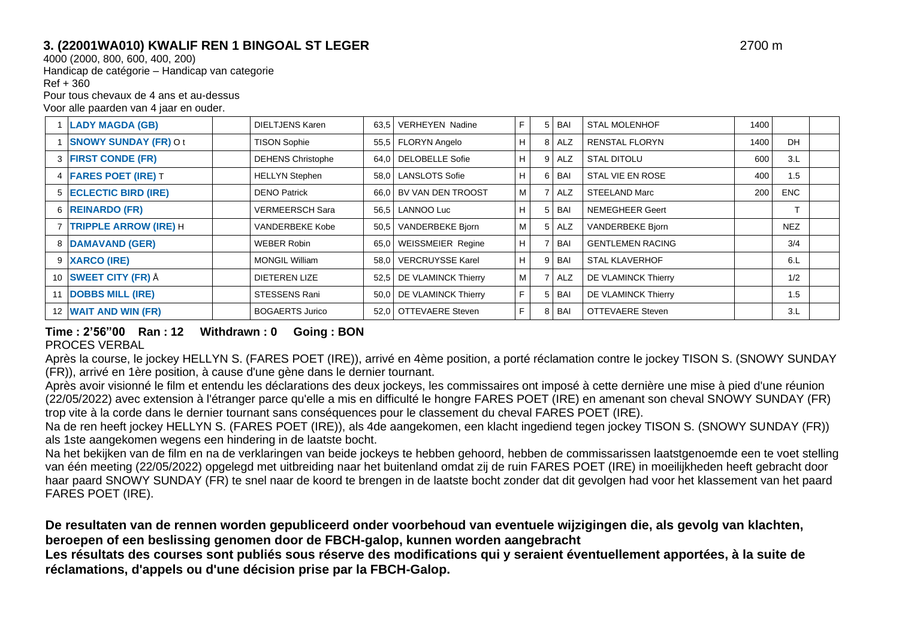### 3. (22001WA010) KWALIF REN 1 BINGOAL ST LEGER

2700 m

4000 (2000, 800, 600, 400, 200)
Handicap de catégorie – Handicap van categorie
Ref + 360
Pour tous chevaux de 4 ans et au-dessus
Voor alle paarden van 4 jaar en ouder.

| | | | | | | | | | | | | |
|---|---|---|---|---|---|---|---|---|---|---|---|---|
| 1 | **LADY MAGDA (GB)** | | DIELTJENS Karen | 63,5 | VERHEYEN Nadine | F | 5 | BAI | STAL MOLENHOF | 1400 | | |
| 1 | **SNOWY SUNDAY (FR)** O t | | TISON Sophie | 55,5 | FLORYN Angelo | H | 8 | ALZ | RENSTAL FLORYN | 1400 | DH | |
| 3 | **FIRST CONDE (FR)** | | DEHENS Christophe | 64,0 | DELOBELLE Sofie | H | 9 | ALZ | STAL DITOLU | 600 | 3.L | |
| 4 | **FARES POET (IRE)** T | | HELLYN Stephen | 58,0 | LANSLOTS Sofie | H | 6 | BAI | STAL VIE EN ROSE | 400 | 1.5 | |
| 5 | **ECLECTIC BIRD (IRE)** | | DENO Patrick | 66,0 | BV VAN DEN TROOST | M | 7 | ALZ | STEELAND Marc | 200 | ENC | |
| 6 | **REINARDO (FR)** | | VERMEERSCH Sara | 56,5 | LANNOO Luc | H | 5 | BAI | NEMEGHEER Geert | | T | |
| 7 | **TRIPPLE ARROW (IRE)** H | | VANDERBEKE Kobe | 50,5 | VANDERBEKE Bjorn | M | 5 | ALZ | VANDERBEKE Bjorn | | NEZ | |
| 8 | **DAMAVAND (GER)** | | WEBER Robin | 65,0 | WEISSMEIER Regine | H | 7 | BAI | GENTLEMEN RACING | | 3/4 | |
| 9 | **XARCO (IRE)** | | MONGIL William | 58,0 | VERCRUYSSE Karel | H | 9 | BAI | STAL KLAVERHOF | | 6.L | |
| 10 | **SWEET CITY (FR)** Å | | DIETEREN LIZE | 52,5 | DE VLAMINCK Thierry | M | 7 | ALZ | DE VLAMINCK Thierry | | 1/2 | |
| 11 | **DOBBS MILL (IRE)** | | STESSENS Rani | 50,0 | DE VLAMINCK Thierry | F | 5 | BAI | DE VLAMINCK Thierry | | 1.5 | |
| 12 | **WAIT AND WIN (FR)** | | BOGAERTS Jurico | 52,0 | OTTEVAERE Steven | F | 8 | BAI | OTTEVAERE Steven | | 3.L | |

**Time : 2'56"00 Ran : 12 Withdrawn : 0 Going : BON**

PROCES VERBAL

Après la course, le jockey HELLYN S. (FARES POET (IRE)), arrivé en 4ème position, a porté réclamation contre le jockey TISON S. (SNOWY SUNDAY (FR)), arrivé en 1ère position, à cause d'une gène dans le dernier tournant.

Après avoir visionné le film et entendu les déclarations des deux jockeys, les commissaires ont imposé à cette dernière une mise à pied d'une réunion (22/05/2022) avec extension à l'étranger parce qu'elle a mis en difficulté le hongre FARES POET (IRE) en amenant son cheval SNOWY SUNDAY (FR) trop vite à la corde dans le dernier tournant sans conséquences pour le classement du cheval FARES POET (IRE).

Na de ren heeft jockey HELLYN S. (FARES POET (IRE)), als 4de aangekomen, een klacht ingediend tegen jockey TISON S. (SNOWY SUNDAY (FR)) als 1ste aangekomen wegens een hindering in de laatste bocht.

Na het bekijken van de film en na de verklaringen van beide jockeys te hebben gehoord, hebben de commissarissen laatstgenoemde een te voet stelling van één meeting (22/05/2022) opgelegd met uitbreiding naar het buitenland omdat zij de ruin FARES POET (IRE) in moeilijkheden heeft gebracht door haar paard SNOWY SUNDAY (FR) te snel naar de koord te brengen in de laatste bocht zonder dat dit gevolgen had voor het klassement van het paard FARES POET (IRE).

**De resultaten van de rennen worden gepubliceerd onder voorbehoud van eventuele wijzigingen die, als gevolg van klachten, beroepen of een beslissing genomen door de FBCH-galop, kunnen worden aangebracht**

**Les résultats des courses sont publiés sous réserve des modifications qui y seraient éventuellement apportées, à la suite de réclamations, d'appels ou d'une décision prise par la FBCH-Galop.**